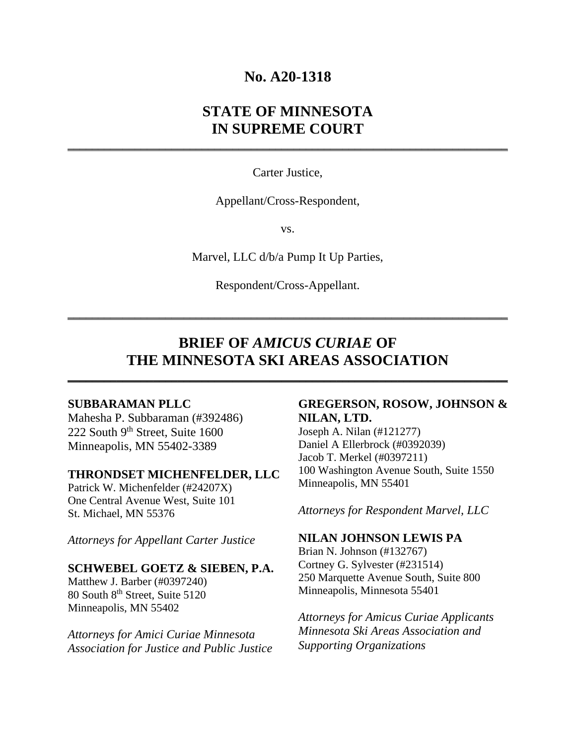# No. A20-1318

# STATE OF MINNESOTA
# IN SUPREME COURT

---

Carter Justice,

Appellant/Cross-Respondent,

vs.

Marvel, LLC d/b/a Pump It Up Parties,

Respondent/Cross-Appellant.

---

## BRIEF OF *AMICUS CURIAE* OF THE MINNESOTA SKI AREAS ASSOCIATION

---

**SUBBARAMAN PLLC**
Mahesha P. Subbaraman (#392486)
222 South 9th Street, Suite 1600
Minneapolis, MN 55402-3389

**THRONDSET MICHENFELDER, LLC**
Patrick W. Michenfelder (#24207X)
One Central Avenue West, Suite 101
St. Michael, MN 55376

*Attorneys for Appellant Carter Justice*

**SCHWEBEL GOETZ & SIEBEN, P.A.**
Matthew J. Barber (#0397240)
80 South 8th Street, Suite 5120
Minneapolis, MN 55402

*Attorneys for Amici Curiae Minnesota Association for Justice and Public Justice*

**GREGERSON, ROSOW, JOHNSON & NILAN, LTD.**
Joseph A. Nilan (#121277)
Daniel A Ellerbrock (#0392039)
Jacob T. Merkel (#0397211)
100 Washington Avenue South, Suite 1550
Minneapolis, MN 55401

*Attorneys for Respondent Marvel, LLC*

**NILAN JOHNSON LEWIS PA**
Brian N. Johnson (#132767)
Cortney G. Sylvester (#231514)
250 Marquette Avenue South, Suite 800
Minneapolis, Minnesota 55401

*Attorneys for Amicus Curiae Applicants Minnesota Ski Areas Association and Supporting Organizations*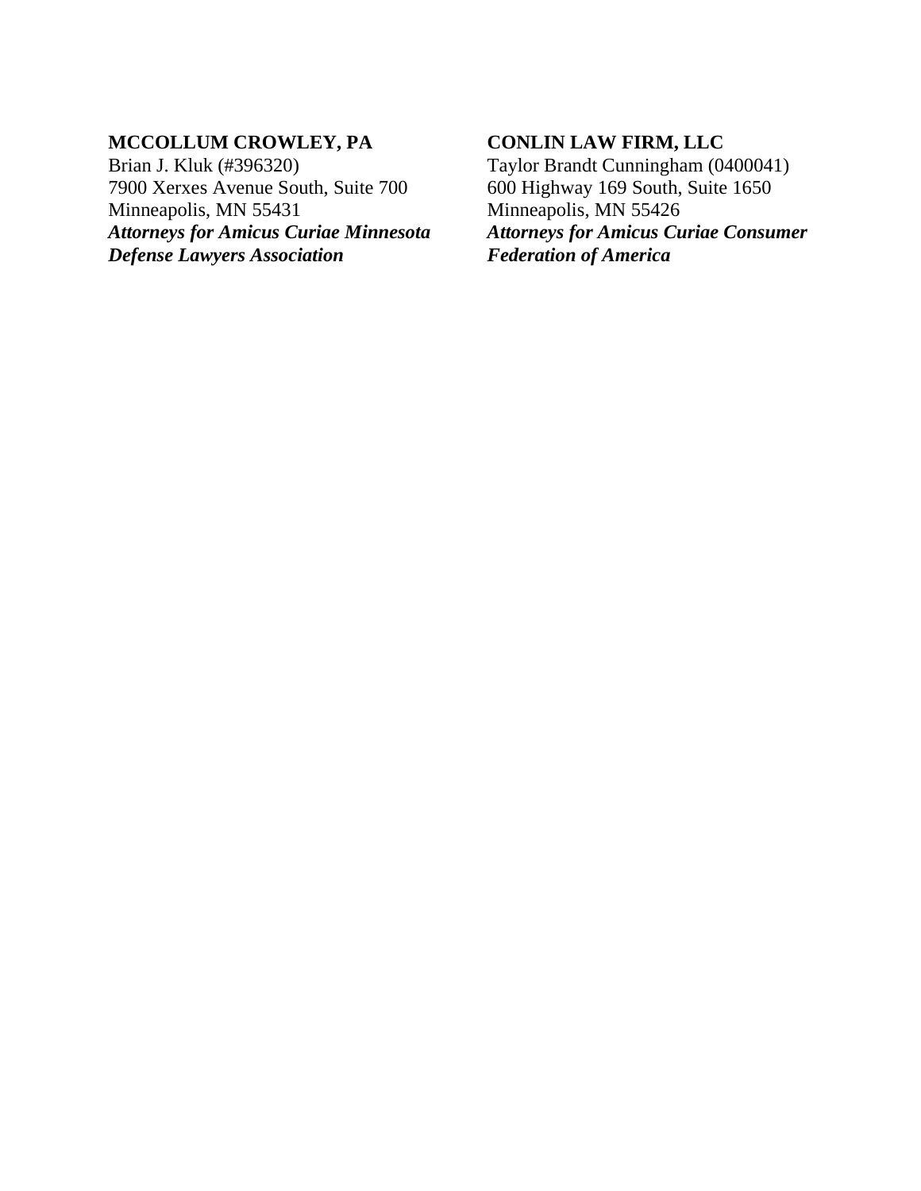**MCCOLLUM CROWLEY, PA**
Brian J. Kluk (#396320)
7900 Xerxes Avenue South, Suite 700
Minneapolis, MN 55431
***Attorneys for Amicus Curiae Minnesota Defense Lawyers Association***

**CONLIN LAW FIRM, LLC**
Taylor Brandt Cunningham (0400041)
600 Highway 169 South, Suite 1650
Minneapolis, MN 55426
***Attorneys for Amicus Curiae Consumer Federation of America***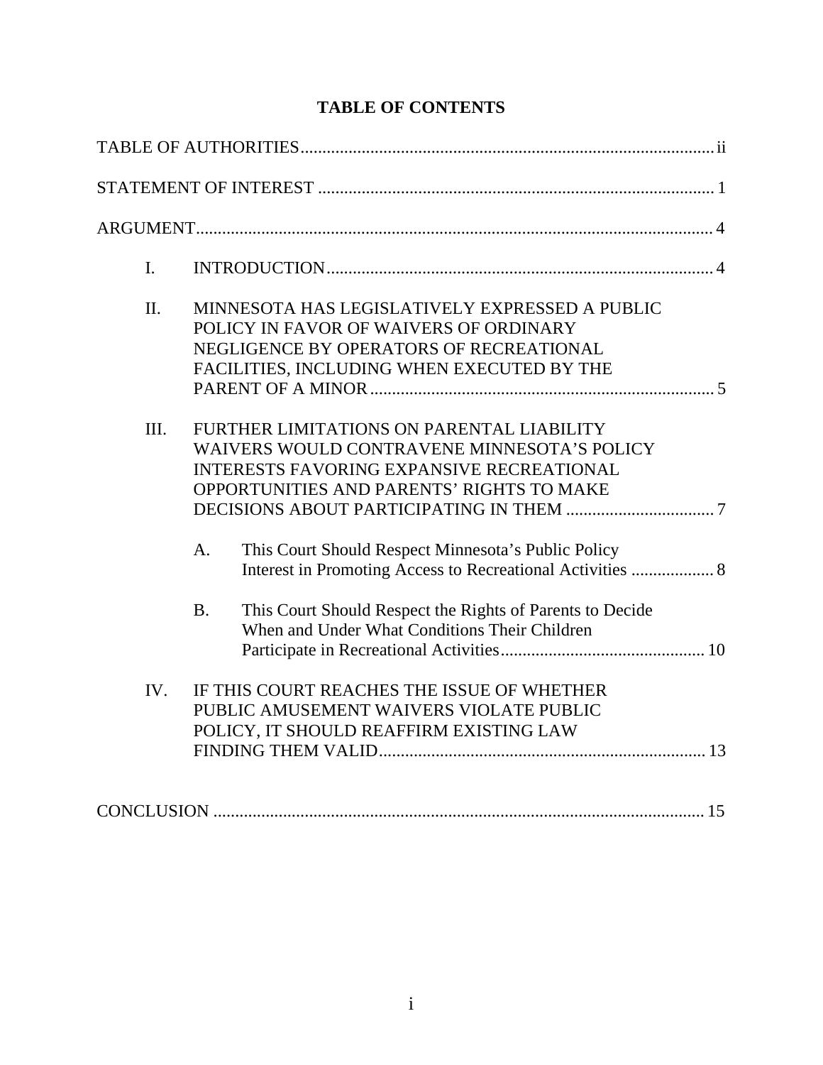# TABLE OF CONTENTS

TABLE OF AUTHORITIES .............................................................................................. ii

STATEMENT OF INTEREST .......................................................................................... 1

ARGUMENT ...................................................................................................................... 4

I. INTRODUCTION ........................................................................................................ 4

II. MINNESOTA HAS LEGISLATIVELY EXPRESSED A PUBLIC POLICY IN FAVOR OF WAIVERS OF ORDINARY NEGLIGENCE BY OPERATORS OF RECREATIONAL FACILITIES, INCLUDING WHEN EXECUTED BY THE PARENT OF A MINOR .............................................................................. 5

III. FURTHER LIMITATIONS ON PARENTAL LIABILITY WAIVERS WOULD CONTRAVENE MINNESOTA'S POLICY INTERESTS FAVORING EXPANSIVE RECREATIONAL OPPORTUNITIES AND PARENTS' RIGHTS TO MAKE DECISIONS ABOUT PARTICIPATING IN THEM .................................. 7

A. This Court Should Respect Minnesota's Public Policy Interest in Promoting Access to Recreational Activities ................... 8

B. This Court Should Respect the Rights of Parents to Decide When and Under What Conditions Their Children Participate in Recreational Activities ............................................... 10

IV. IF THIS COURT REACHES THE ISSUE OF WHETHER PUBLIC AMUSEMENT WAIVERS VIOLATE PUBLIC POLICY, IT SHOULD REAFFIRM EXISTING LAW FINDING THEM VALID ........................................................................... 13

CONCLUSION ................................................................................................................. 15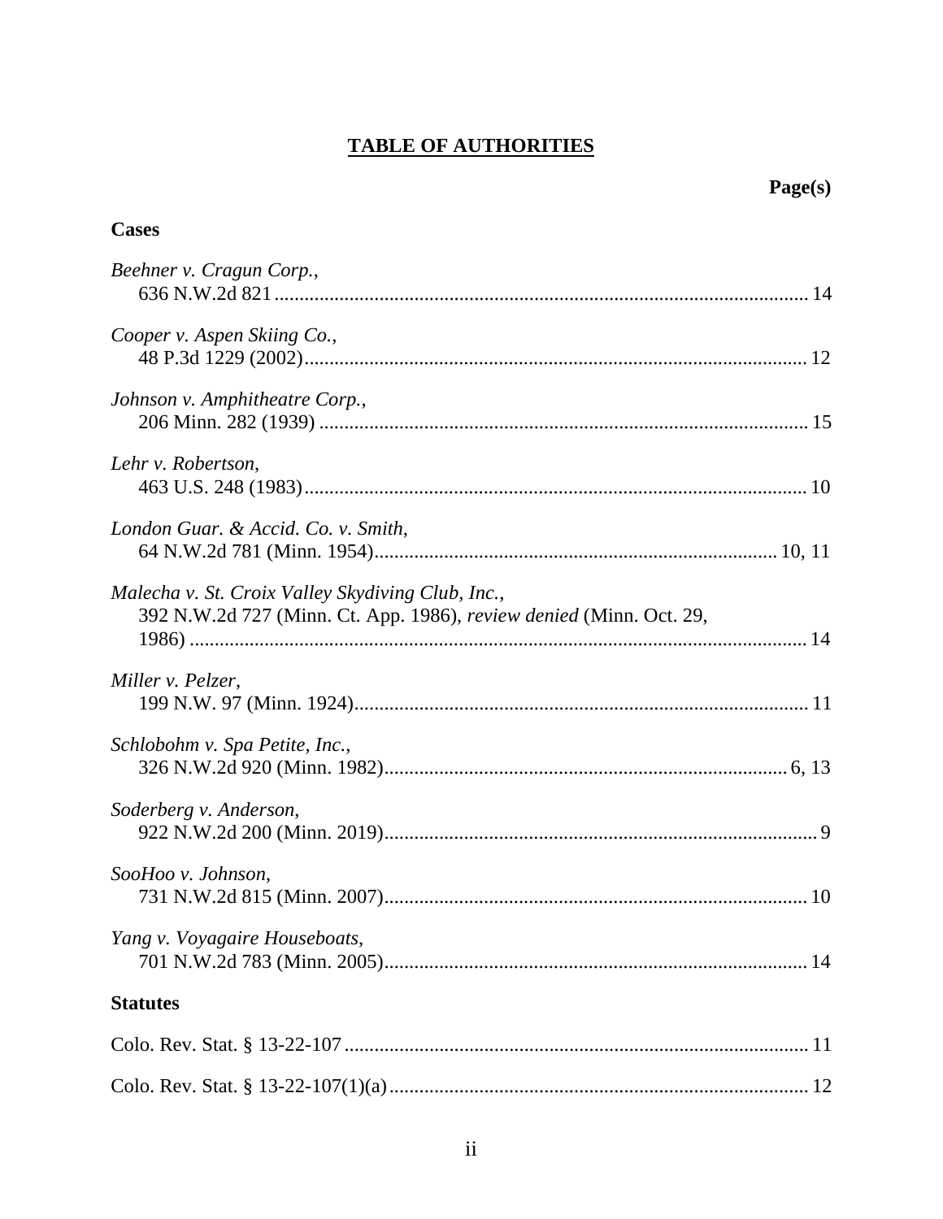# TABLE OF AUTHORITIES

**Page(s)**

## Cases

*Beehner v. Cragun Corp.*, 636 N.W.2d 821 .......... 14

*Cooper v. Aspen Skiing Co.*, 48 P.3d 1229 (2002) .......... 12

*Johnson v. Amphitheatre Corp.*, 206 Minn. 282 (1939) .......... 15

*Lehr v. Robertson*, 463 U.S. 248 (1983) .......... 10

*London Guar. & Accid. Co. v. Smith*, 64 N.W.2d 781 (Minn. 1954) .......... 10, 11

*Malecha v. St. Croix Valley Skydiving Club, Inc.*, 392 N.W.2d 727 (Minn. Ct. App. 1986), *review denied* (Minn. Oct. 29, 1986) .......... 14

*Miller v. Pelzer*, 199 N.W. 97 (Minn. 1924) .......... 11

*Schlobohm v. Spa Petite, Inc.*, 326 N.W.2d 920 (Minn. 1982) .......... 6, 13

*Soderberg v. Anderson*, 922 N.W.2d 200 (Minn. 2019) .......... 9

*SooHoo v. Johnson*, 731 N.W.2d 815 (Minn. 2007) .......... 10

*Yang v. Voyagaire Houseboats*, 701 N.W.2d 783 (Minn. 2005) .......... 14

## Statutes

Colo. Rev. Stat. § 13-22-107 .......... 11

Colo. Rev. Stat. § 13-22-107(1)(a) .......... 12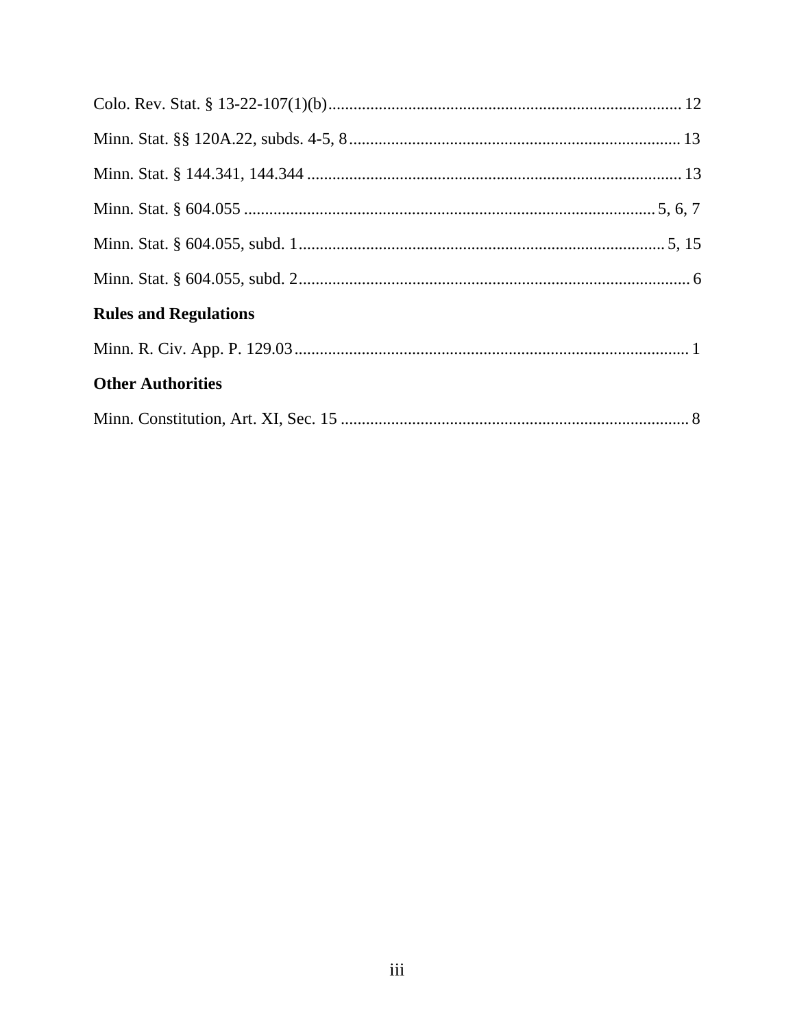Colo. Rev. Stat. § 13-22-107(1)(b) ........................................................ 12

Minn. Stat. §§ 120A.22, subds. 4-5, 8 ........................................................ 13

Minn. Stat. § 144.341, 144.344 ........................................................ 13

Minn. Stat. § 604.055 ........................................................ 5, 6, 7

Minn. Stat. § 604.055, subd. 1 ........................................................ 5, 15

Minn. Stat. § 604.055, subd. 2 ........................................................ 6

**Rules and Regulations**

Minn. R. Civ. App. P. 129.03 ........................................................ 1

**Other Authorities**

Minn. Constitution, Art. XI, Sec. 15 ........................................................ 8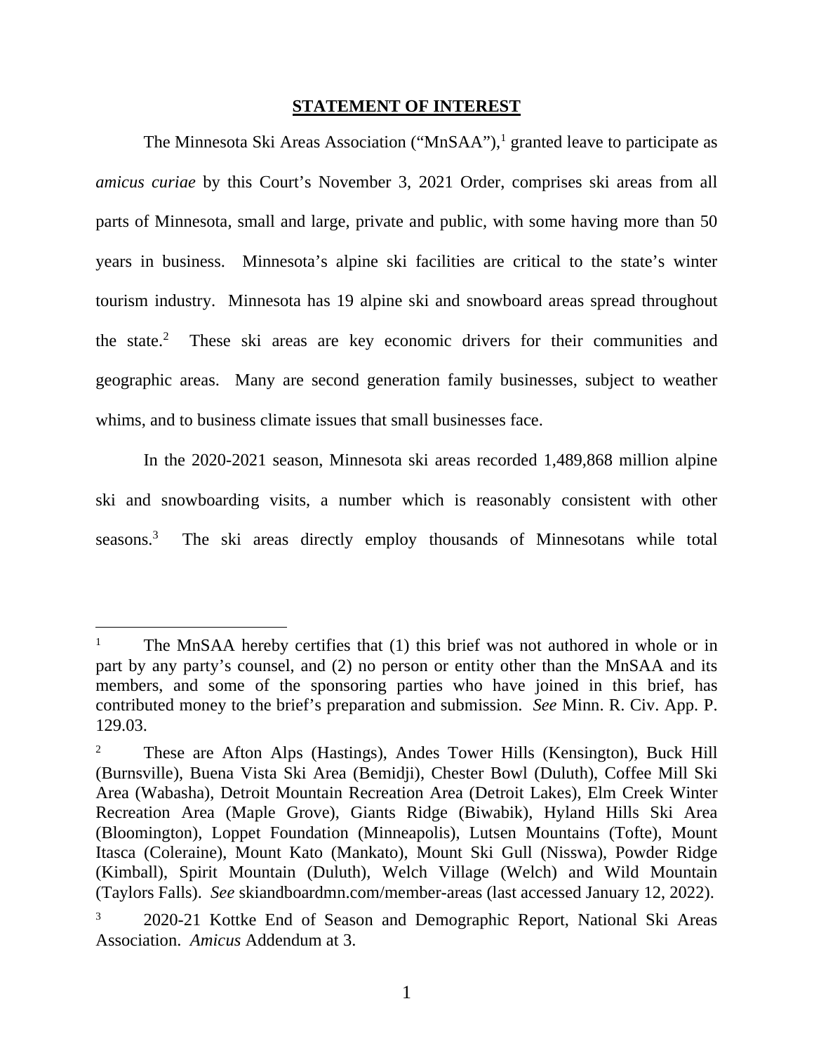## **STATEMENT OF INTEREST**

The Minnesota Ski Areas Association ("MnSAA"),[1] granted leave to participate as *amicus curiae* by this Court's November 3, 2021 Order, comprises ski areas from all parts of Minnesota, small and large, private and public, with some having more than 50 years in business. Minnesota's alpine ski facilities are critical to the state's winter tourism industry. Minnesota has 19 alpine ski and snowboard areas spread throughout the state.[2] These ski areas are key economic drivers for their communities and geographic areas. Many are second generation family businesses, subject to weather whims, and to business climate issues that small businesses face.

In the 2020-2021 season, Minnesota ski areas recorded 1,489,868 million alpine ski and snowboarding visits, a number which is reasonably consistent with other seasons.[3] The ski areas directly employ thousands of Minnesotans while total

---

[1] The MnSAA hereby certifies that (1) this brief was not authored in whole or in part by any party's counsel, and (2) no person or entity other than the MnSAA and its members, and some of the sponsoring parties who have joined in this brief, has contributed money to the brief's preparation and submission. *See* Minn. R. Civ. App. P. 129.03.

[2] These are Afton Alps (Hastings), Andes Tower Hills (Kensington), Buck Hill (Burnsville), Buena Vista Ski Area (Bemidji), Chester Bowl (Duluth), Coffee Mill Ski Area (Wabasha), Detroit Mountain Recreation Area (Detroit Lakes), Elm Creek Winter Recreation Area (Maple Grove), Giants Ridge (Biwabik), Hyland Hills Ski Area (Bloomington), Loppet Foundation (Minneapolis), Lutsen Mountains (Tofte), Mount Itasca (Coleraine), Mount Kato (Mankato), Mount Ski Gull (Nisswa), Powder Ridge (Kimball), Spirit Mountain (Duluth), Welch Village (Welch) and Wild Mountain (Taylors Falls). *See* skiandboardmn.com/member-areas (last accessed January 12, 2022).

[3] 2020-21 Kottke End of Season and Demographic Report, National Ski Areas Association. *Amicus* Addendum at 3.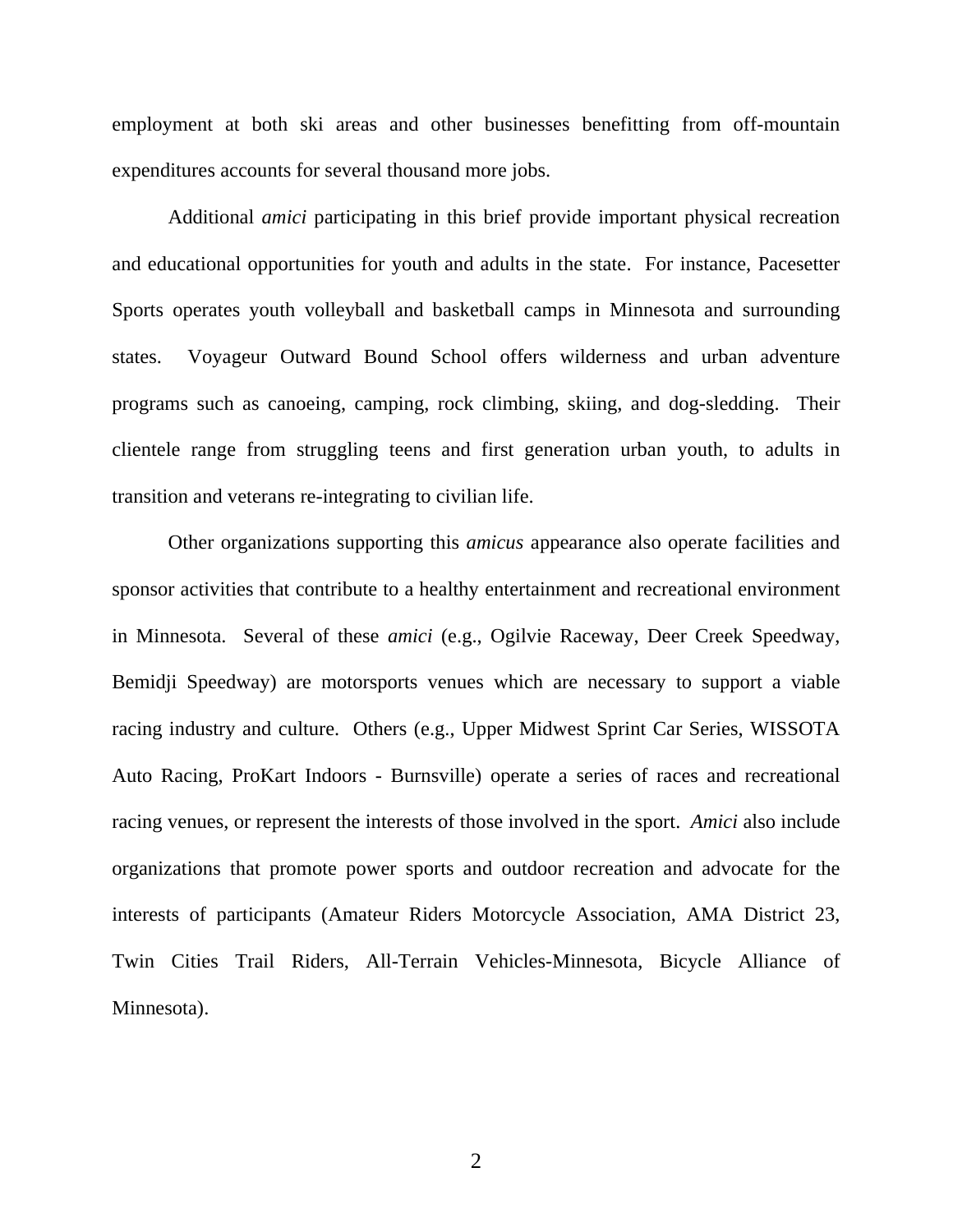employment at both ski areas and other businesses benefitting from off-mountain expenditures accounts for several thousand more jobs.

Additional *amici* participating in this brief provide important physical recreation and educational opportunities for youth and adults in the state. For instance, Pacesetter Sports operates youth volleyball and basketball camps in Minnesota and surrounding states. Voyageur Outward Bound School offers wilderness and urban adventure programs such as canoeing, camping, rock climbing, skiing, and dog-sledding. Their clientele range from struggling teens and first generation urban youth, to adults in transition and veterans re-integrating to civilian life.

Other organizations supporting this *amicus* appearance also operate facilities and sponsor activities that contribute to a healthy entertainment and recreational environment in Minnesota. Several of these *amici* (e.g., Ogilvie Raceway, Deer Creek Speedway, Bemidji Speedway) are motorsports venues which are necessary to support a viable racing industry and culture. Others (e.g., Upper Midwest Sprint Car Series, WISSOTA Auto Racing, ProKart Indoors - Burnsville) operate a series of races and recreational racing venues, or represent the interests of those involved in the sport. *Amici* also include organizations that promote power sports and outdoor recreation and advocate for the interests of participants (Amateur Riders Motorcycle Association, AMA District 23, Twin Cities Trail Riders, All-Terrain Vehicles-Minnesota, Bicycle Alliance of Minnesota).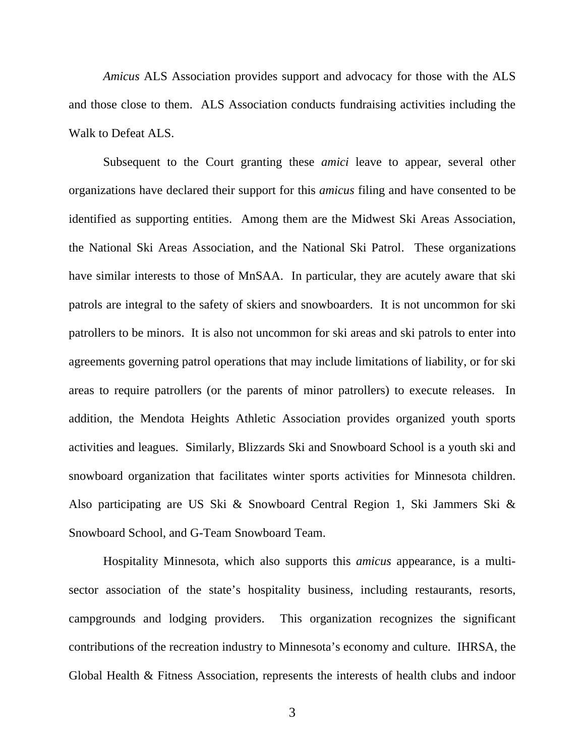*Amicus* ALS Association provides support and advocacy for those with the ALS and those close to them. ALS Association conducts fundraising activities including the Walk to Defeat ALS.

Subsequent to the Court granting these *amici* leave to appear, several other organizations have declared their support for this *amicus* filing and have consented to be identified as supporting entities. Among them are the Midwest Ski Areas Association, the National Ski Areas Association, and the National Ski Patrol. These organizations have similar interests to those of MnSAA. In particular, they are acutely aware that ski patrols are integral to the safety of skiers and snowboarders. It is not uncommon for ski patrollers to be minors. It is also not uncommon for ski areas and ski patrols to enter into agreements governing patrol operations that may include limitations of liability, or for ski areas to require patrollers (or the parents of minor patrollers) to execute releases. In addition, the Mendota Heights Athletic Association provides organized youth sports activities and leagues. Similarly, Blizzards Ski and Snowboard School is a youth ski and snowboard organization that facilitates winter sports activities for Minnesota children. Also participating are US Ski & Snowboard Central Region 1, Ski Jammers Ski & Snowboard School, and G-Team Snowboard Team.

Hospitality Minnesota, which also supports this *amicus* appearance, is a multi-sector association of the state's hospitality business, including restaurants, resorts, campgrounds and lodging providers. This organization recognizes the significant contributions of the recreation industry to Minnesota's economy and culture. IHRSA, the Global Health & Fitness Association, represents the interests of health clubs and indoor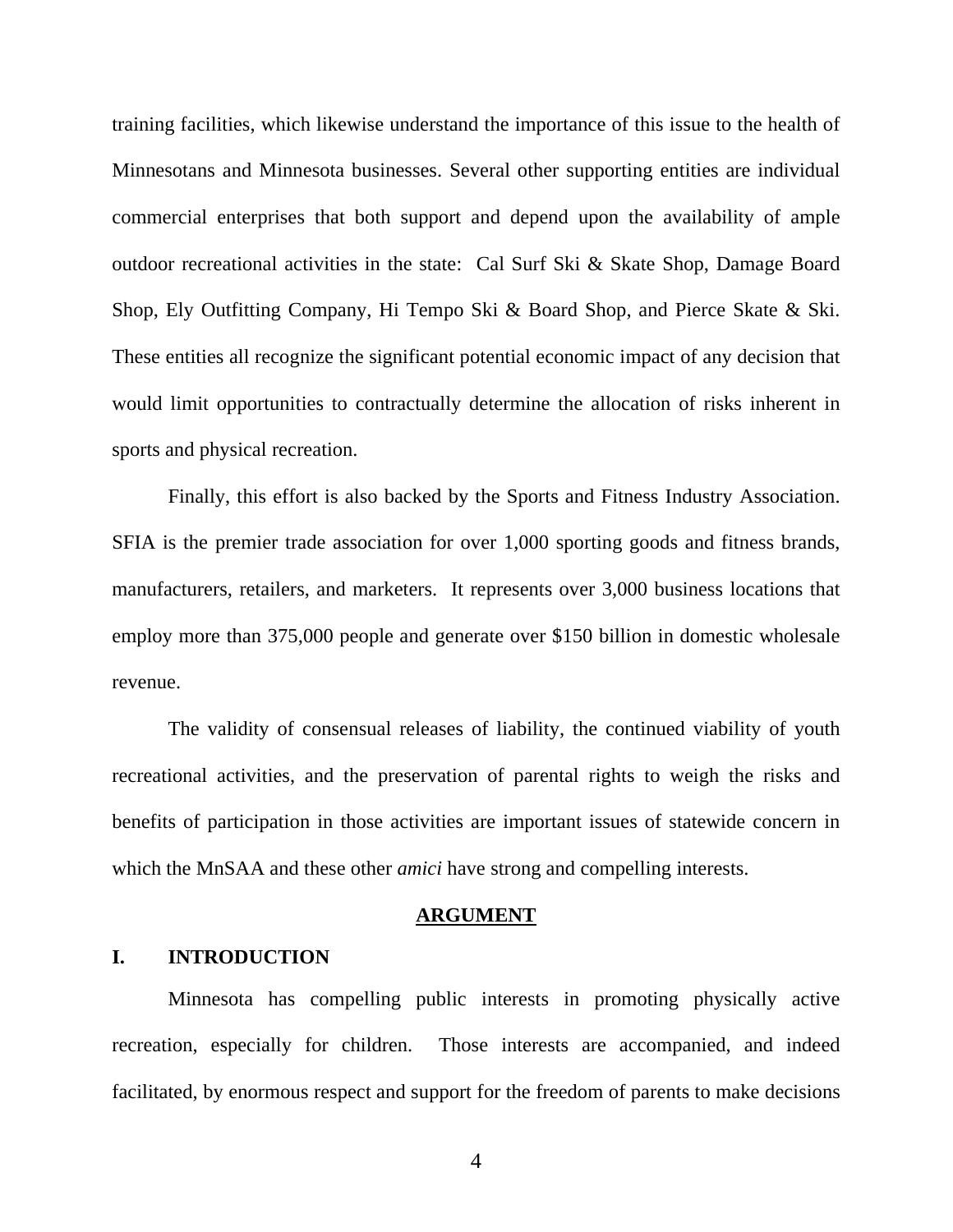training facilities, which likewise understand the importance of this issue to the health of Minnesotans and Minnesota businesses. Several other supporting entities are individual commercial enterprises that both support and depend upon the availability of ample outdoor recreational activities in the state: Cal Surf Ski & Skate Shop, Damage Board Shop, Ely Outfitting Company, Hi Tempo Ski & Board Shop, and Pierce Skate & Ski. These entities all recognize the significant potential economic impact of any decision that would limit opportunities to contractually determine the allocation of risks inherent in sports and physical recreation.

Finally, this effort is also backed by the Sports and Fitness Industry Association. SFIA is the premier trade association for over 1,000 sporting goods and fitness brands, manufacturers, retailers, and marketers. It represents over 3,000 business locations that employ more than 375,000 people and generate over $150 billion in domestic wholesale revenue.

The validity of consensual releases of liability, the continued viability of youth recreational activities, and the preservation of parental rights to weigh the risks and benefits of participation in those activities are important issues of statewide concern in which the MnSAA and these other *amici* have strong and compelling interests.

## ARGUMENT

### I. INTRODUCTION

Minnesota has compelling public interests in promoting physically active recreation, especially for children. Those interests are accompanied, and indeed facilitated, by enormous respect and support for the freedom of parents to make decisions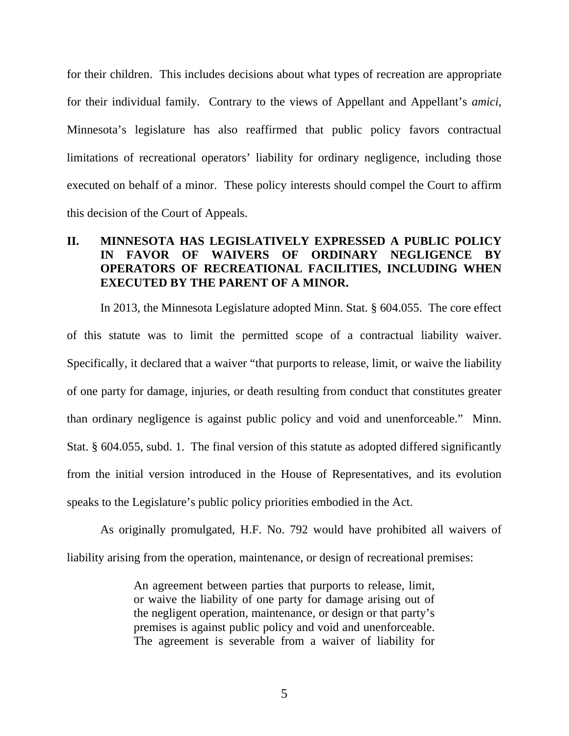for their children. This includes decisions about what types of recreation are appropriate for their individual family. Contrary to the views of Appellant and Appellant's *amici*, Minnesota's legislature has also reaffirmed that public policy favors contractual limitations of recreational operators' liability for ordinary negligence, including those executed on behalf of a minor. These policy interests should compel the Court to affirm this decision of the Court of Appeals.

## II. MINNESOTA HAS LEGISLATIVELY EXPRESSED A PUBLIC POLICY IN FAVOR OF WAIVERS OF ORDINARY NEGLIGENCE BY OPERATORS OF RECREATIONAL FACILITIES, INCLUDING WHEN EXECUTED BY THE PARENT OF A MINOR.

In 2013, the Minnesota Legislature adopted Minn. Stat. § 604.055. The core effect of this statute was to limit the permitted scope of a contractual liability waiver. Specifically, it declared that a waiver "that purports to release, limit, or waive the liability of one party for damage, injuries, or death resulting from conduct that constitutes greater than ordinary negligence is against public policy and void and unenforceable." Minn. Stat. § 604.055, subd. 1. The final version of this statute as adopted differed significantly from the initial version introduced in the House of Representatives, and its evolution speaks to the Legislature's public policy priorities embodied in the Act.

As originally promulgated, H.F. No. 792 would have prohibited all waivers of liability arising from the operation, maintenance, or design of recreational premises:

> An agreement between parties that purports to release, limit, or waive the liability of one party for damage arising out of the negligent operation, maintenance, or design or that party's premises is against public policy and void and unenforceable. The agreement is severable from a waiver of liability for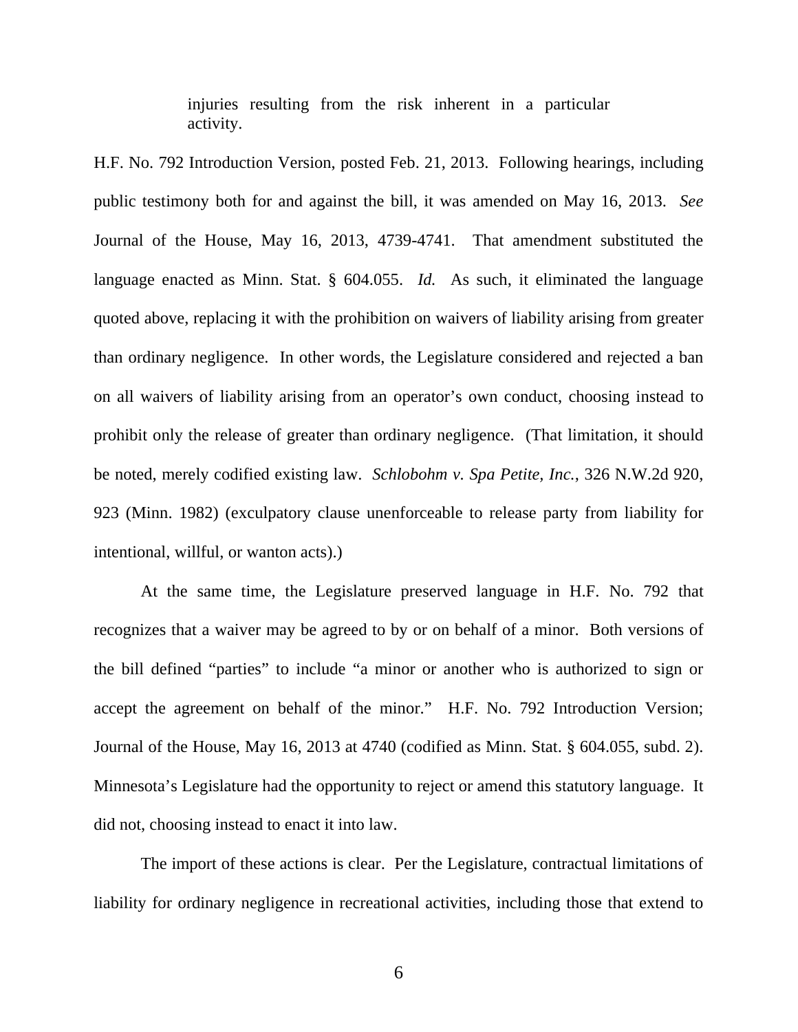> injuries resulting from the risk inherent in a particular activity.

H.F. No. 792 Introduction Version, posted Feb. 21, 2013. Following hearings, including public testimony both for and against the bill, it was amended on May 16, 2013. *See* Journal of the House, May 16, 2013, 4739-4741. That amendment substituted the language enacted as Minn. Stat. § 604.055. *Id.* As such, it eliminated the language quoted above, replacing it with the prohibition on waivers of liability arising from greater than ordinary negligence. In other words, the Legislature considered and rejected a ban on all waivers of liability arising from an operator's own conduct, choosing instead to prohibit only the release of greater than ordinary negligence. (That limitation, it should be noted, merely codified existing law. *Schlobohm v. Spa Petite, Inc.*, 326 N.W.2d 920, 923 (Minn. 1982) (exculpatory clause unenforceable to release party from liability for intentional, willful, or wanton acts).)

At the same time, the Legislature preserved language in H.F. No. 792 that recognizes that a waiver may be agreed to by or on behalf of a minor. Both versions of the bill defined "parties" to include "a minor or another who is authorized to sign or accept the agreement on behalf of the minor." H.F. No. 792 Introduction Version; Journal of the House, May 16, 2013 at 4740 (codified as Minn. Stat. § 604.055, subd. 2). Minnesota's Legislature had the opportunity to reject or amend this statutory language. It did not, choosing instead to enact it into law.

The import of these actions is clear. Per the Legislature, contractual limitations of liability for ordinary negligence in recreational activities, including those that extend to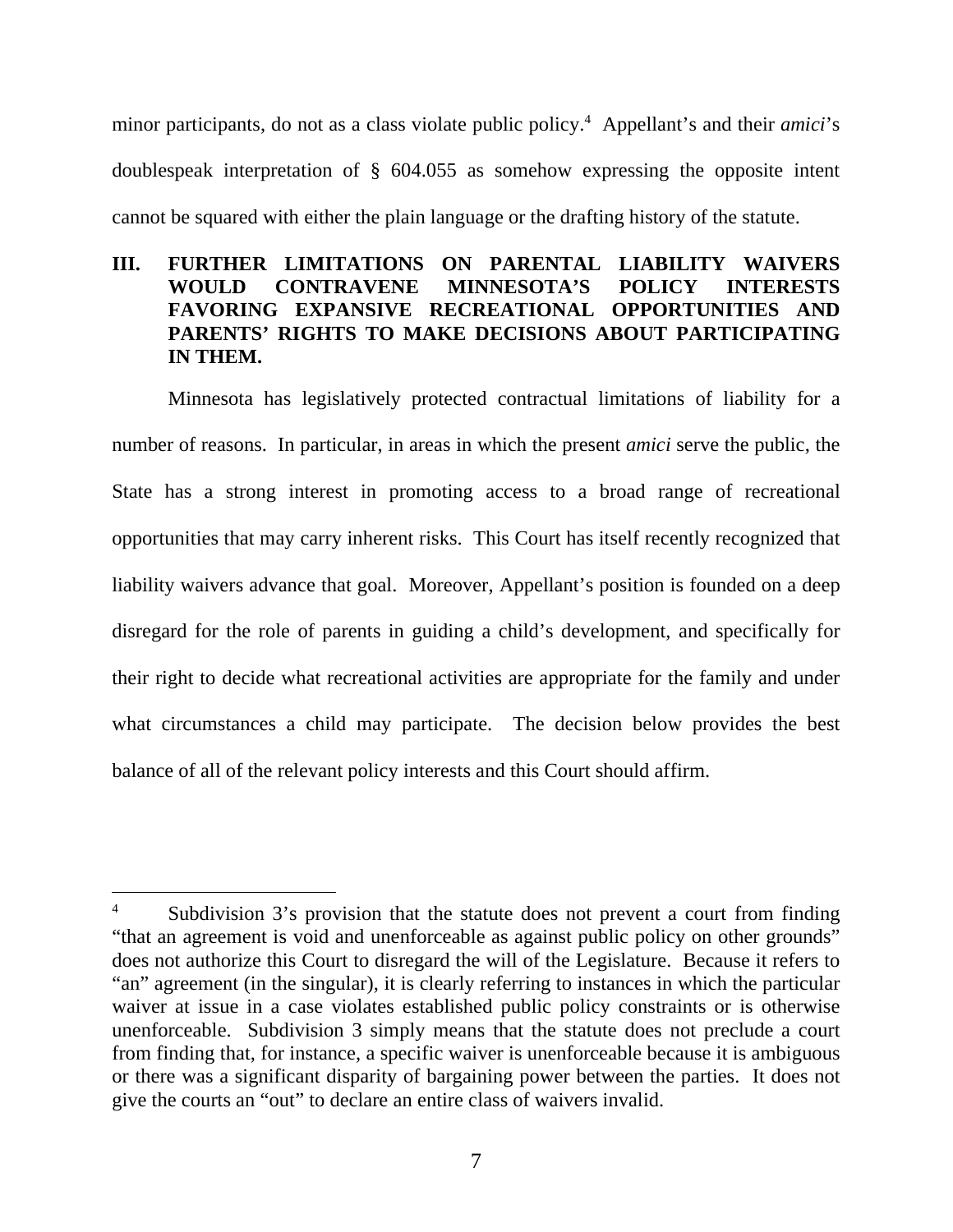minor participants, do not as a class violate public policy.[4] Appellant's and their *amici*'s doublespeak interpretation of § 604.055 as somehow expressing the opposite intent cannot be squared with either the plain language or the drafting history of the statute.

## III. FURTHER LIMITATIONS ON PARENTAL LIABILITY WAIVERS WOULD CONTRAVENE MINNESOTA'S POLICY INTERESTS FAVORING EXPANSIVE RECREATIONAL OPPORTUNITIES AND PARENTS' RIGHTS TO MAKE DECISIONS ABOUT PARTICIPATING IN THEM.

Minnesota has legislatively protected contractual limitations of liability for a number of reasons. In particular, in areas in which the present *amici* serve the public, the State has a strong interest in promoting access to a broad range of recreational opportunities that may carry inherent risks. This Court has itself recently recognized that liability waivers advance that goal. Moreover, Appellant's position is founded on a deep disregard for the role of parents in guiding a child's development, and specifically for their right to decide what recreational activities are appropriate for the family and under what circumstances a child may participate. The decision below provides the best balance of all of the relevant policy interests and this Court should affirm.

---

[4] Subdivision 3's provision that the statute does not prevent a court from finding "that an agreement is void and unenforceable as against public policy on other grounds" does not authorize this Court to disregard the will of the Legislature. Because it refers to "an" agreement (in the singular), it is clearly referring to instances in which the particular waiver at issue in a case violates established public policy constraints or is otherwise unenforceable. Subdivision 3 simply means that the statute does not preclude a court from finding that, for instance, a specific waiver is unenforceable because it is ambiguous or there was a significant disparity of bargaining power between the parties. It does not give the courts an "out" to declare an entire class of waivers invalid.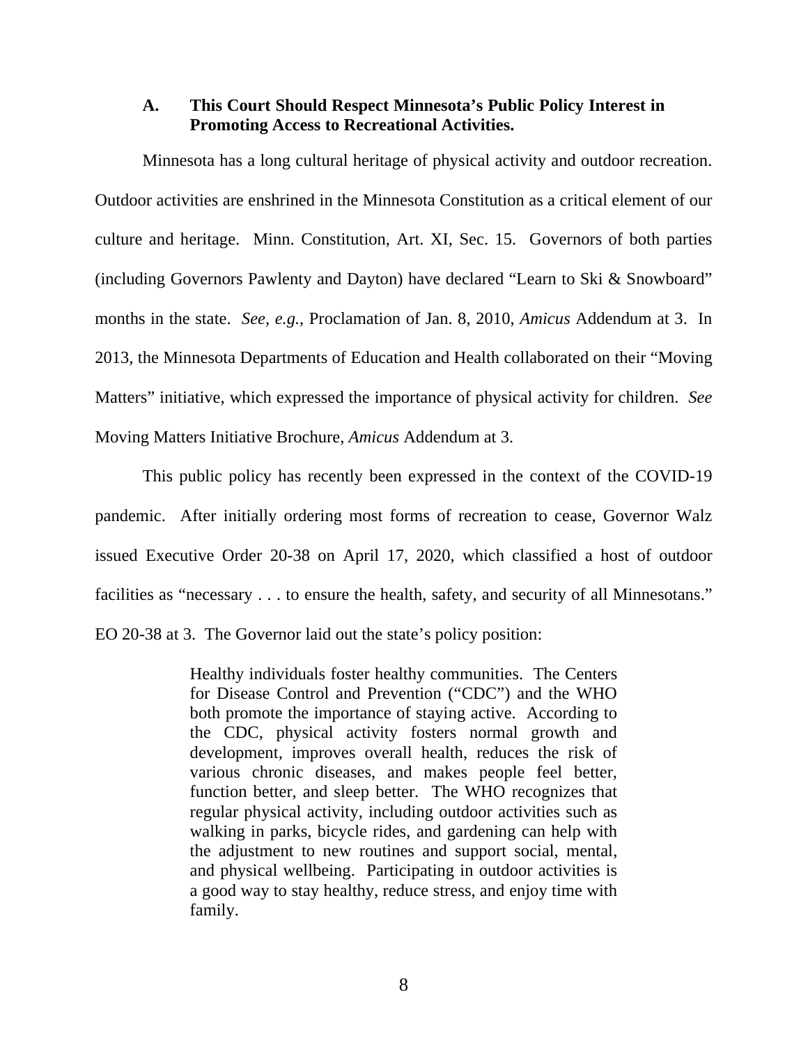### A. This Court Should Respect Minnesota's Public Policy Interest in Promoting Access to Recreational Activities.

Minnesota has a long cultural heritage of physical activity and outdoor recreation. Outdoor activities are enshrined in the Minnesota Constitution as a critical element of our culture and heritage. Minn. Constitution, Art. XI, Sec. 15. Governors of both parties (including Governors Pawlenty and Dayton) have declared "Learn to Ski & Snowboard" months in the state. *See, e.g.*, Proclamation of Jan. 8, 2010, *Amicus* Addendum at 3. In 2013, the Minnesota Departments of Education and Health collaborated on their "Moving Matters" initiative, which expressed the importance of physical activity for children. *See* Moving Matters Initiative Brochure, *Amicus* Addendum at 3.

This public policy has recently been expressed in the context of the COVID-19 pandemic. After initially ordering most forms of recreation to cease, Governor Walz issued Executive Order 20-38 on April 17, 2020, which classified a host of outdoor facilities as "necessary . . . to ensure the health, safety, and security of all Minnesotans." EO 20-38 at 3. The Governor laid out the state's policy position:

> Healthy individuals foster healthy communities. The Centers for Disease Control and Prevention ("CDC") and the WHO both promote the importance of staying active. According to the CDC, physical activity fosters normal growth and development, improves overall health, reduces the risk of various chronic diseases, and makes people feel better, function better, and sleep better. The WHO recognizes that regular physical activity, including outdoor activities such as walking in parks, bicycle rides, and gardening can help with the adjustment to new routines and support social, mental, and physical wellbeing. Participating in outdoor activities is a good way to stay healthy, reduce stress, and enjoy time with family.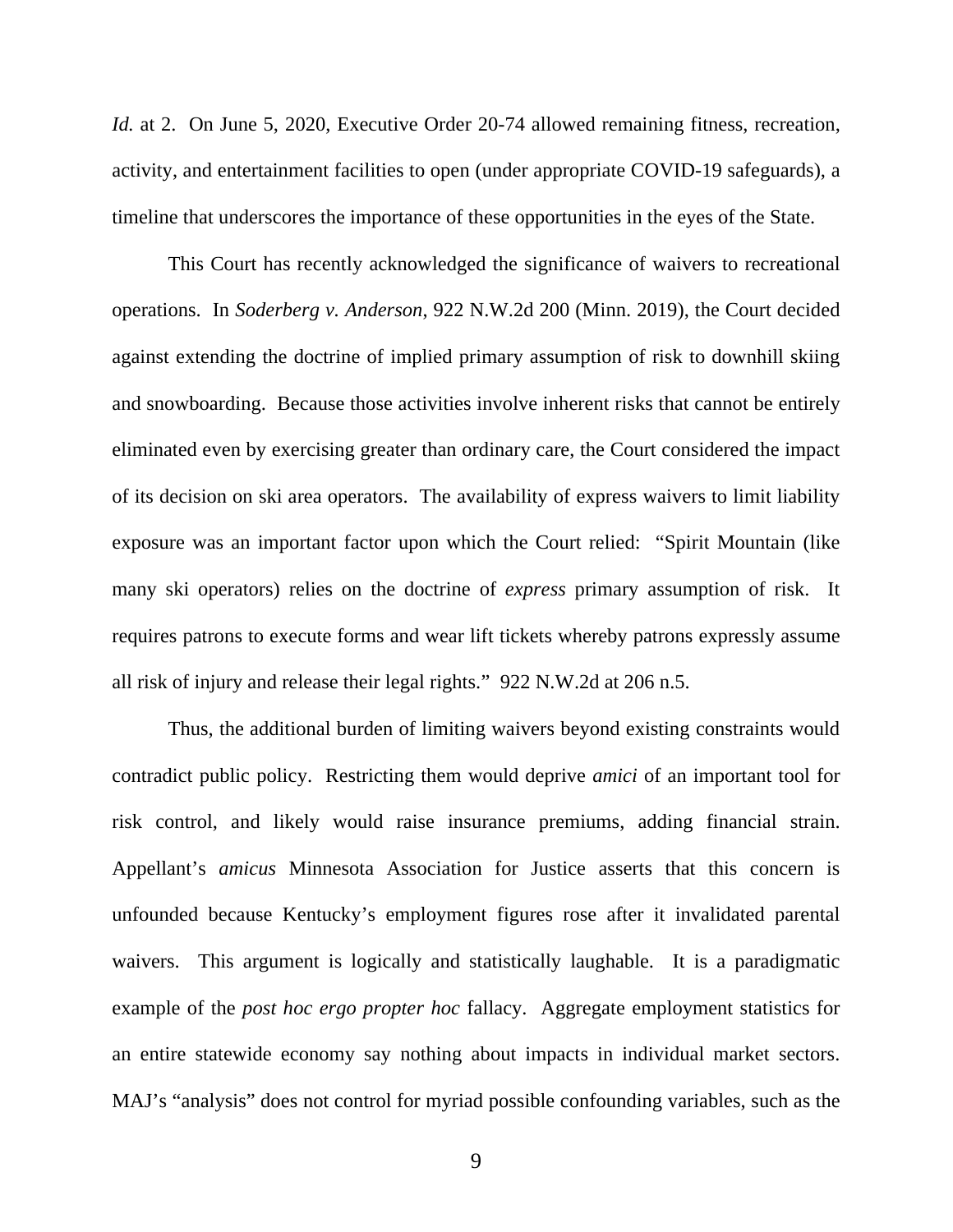*Id.* at 2. On June 5, 2020, Executive Order 20-74 allowed remaining fitness, recreation, activity, and entertainment facilities to open (under appropriate COVID-19 safeguards), a timeline that underscores the importance of these opportunities in the eyes of the State.

This Court has recently acknowledged the significance of waivers to recreational operations. In *Soderberg v. Anderson*, 922 N.W.2d 200 (Minn. 2019), the Court decided against extending the doctrine of implied primary assumption of risk to downhill skiing and snowboarding. Because those activities involve inherent risks that cannot be entirely eliminated even by exercising greater than ordinary care, the Court considered the impact of its decision on ski area operators. The availability of express waivers to limit liability exposure was an important factor upon which the Court relied: "Spirit Mountain (like many ski operators) relies on the doctrine of *express* primary assumption of risk. It requires patrons to execute forms and wear lift tickets whereby patrons expressly assume all risk of injury and release their legal rights." 922 N.W.2d at 206 n.5.

Thus, the additional burden of limiting waivers beyond existing constraints would contradict public policy. Restricting them would deprive *amici* of an important tool for risk control, and likely would raise insurance premiums, adding financial strain. Appellant's *amicus* Minnesota Association for Justice asserts that this concern is unfounded because Kentucky's employment figures rose after it invalidated parental waivers. This argument is logically and statistically laughable. It is a paradigmatic example of the *post hoc ergo propter hoc* fallacy. Aggregate employment statistics for an entire statewide economy say nothing about impacts in individual market sectors. MAJ's "analysis" does not control for myriad possible confounding variables, such as the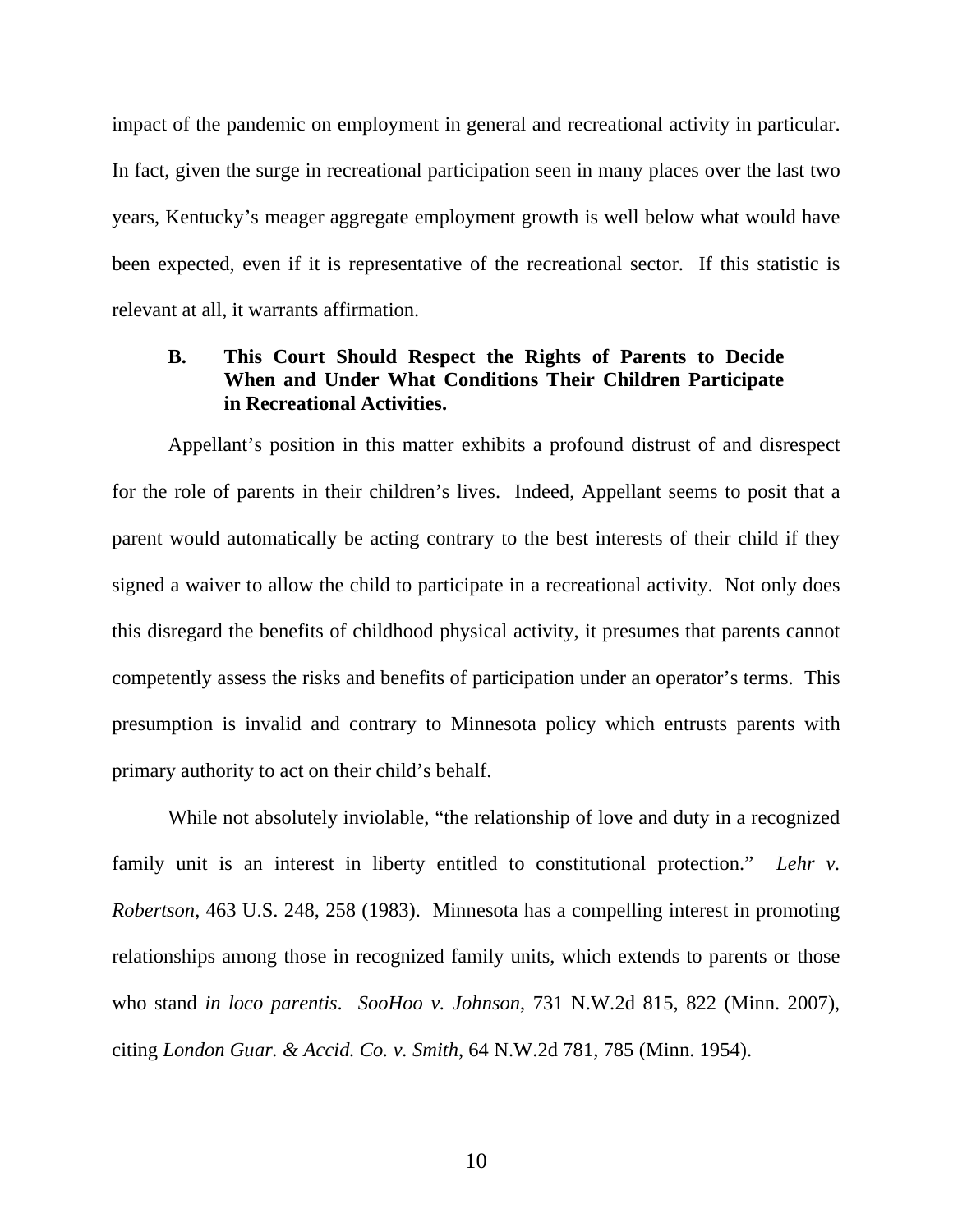impact of the pandemic on employment in general and recreational activity in particular. In fact, given the surge in recreational participation seen in many places over the last two years, Kentucky's meager aggregate employment growth is well below what would have been expected, even if it is representative of the recreational sector. If this statistic is relevant at all, it warrants affirmation.

### B. This Court Should Respect the Rights of Parents to Decide When and Under What Conditions Their Children Participate in Recreational Activities.

Appellant's position in this matter exhibits a profound distrust of and disrespect for the role of parents in their children's lives. Indeed, Appellant seems to posit that a parent would automatically be acting contrary to the best interests of their child if they signed a waiver to allow the child to participate in a recreational activity. Not only does this disregard the benefits of childhood physical activity, it presumes that parents cannot competently assess the risks and benefits of participation under an operator's terms. This presumption is invalid and contrary to Minnesota policy which entrusts parents with primary authority to act on their child's behalf.

While not absolutely inviolable, "the relationship of love and duty in a recognized family unit is an interest in liberty entitled to constitutional protection." *Lehr v. Robertson*, 463 U.S. 248, 258 (1983). Minnesota has a compelling interest in promoting relationships among those in recognized family units, which extends to parents or those who stand *in loco parentis*. *SooHoo v. Johnson*, 731 N.W.2d 815, 822 (Minn. 2007), citing *London Guar. & Accid. Co. v. Smith*, 64 N.W.2d 781, 785 (Minn. 1954).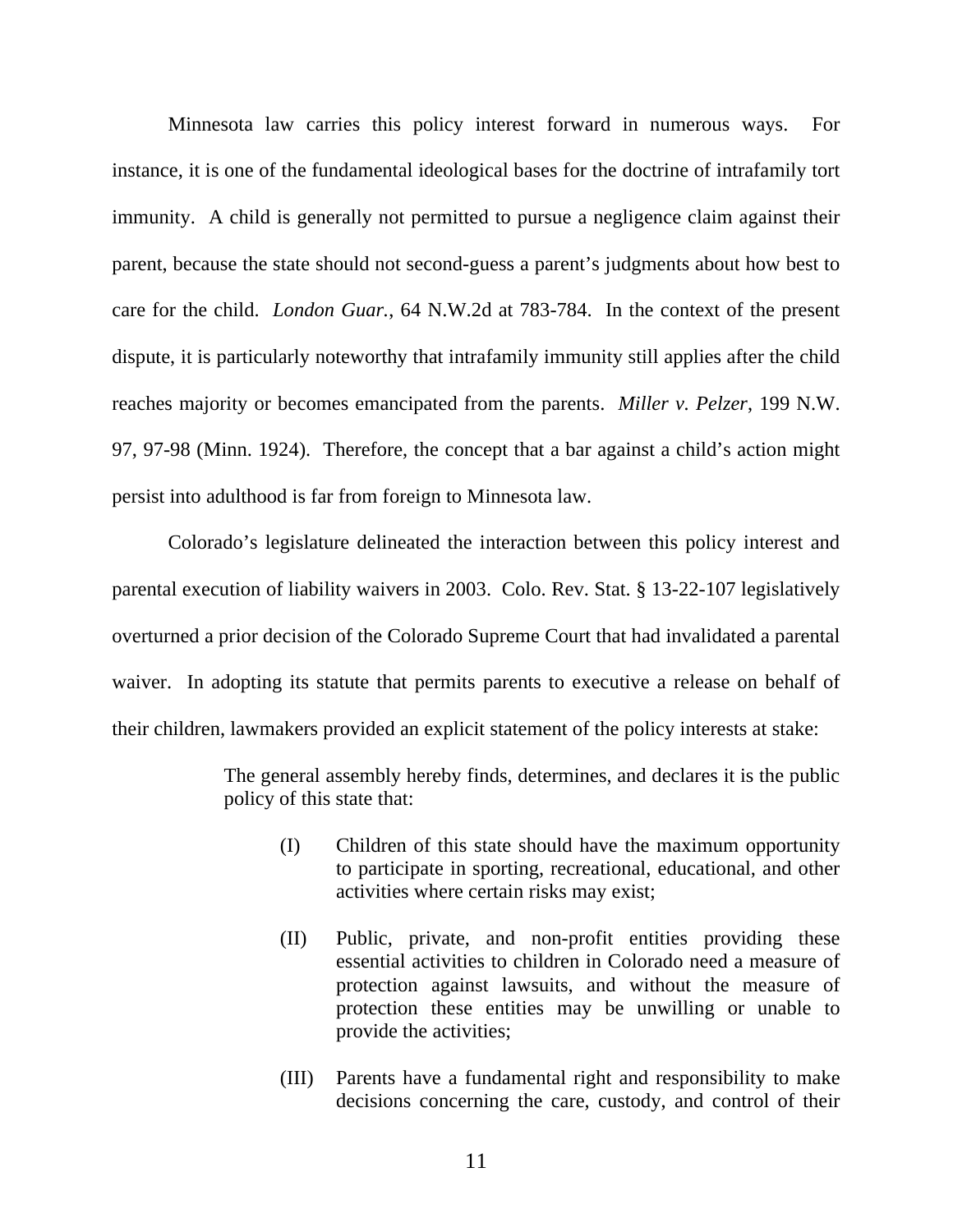Minnesota law carries this policy interest forward in numerous ways. For instance, it is one of the fundamental ideological bases for the doctrine of intrafamily tort immunity. A child is generally not permitted to pursue a negligence claim against their parent, because the state should not second-guess a parent's judgments about how best to care for the child. *London Guar.*, 64 N.W.2d at 783-784. In the context of the present dispute, it is particularly noteworthy that intrafamily immunity still applies after the child reaches majority or becomes emancipated from the parents. *Miller v. Pelzer*, 199 N.W. 97, 97-98 (Minn. 1924). Therefore, the concept that a bar against a child's action might persist into adulthood is far from foreign to Minnesota law.

Colorado's legislature delineated the interaction between this policy interest and parental execution of liability waivers in 2003. Colo. Rev. Stat. § 13-22-107 legislatively overturned a prior decision of the Colorado Supreme Court that had invalidated a parental waiver. In adopting its statute that permits parents to executive a release on behalf of their children, lawmakers provided an explicit statement of the policy interests at stake:

> The general assembly hereby finds, determines, and declares it is the public policy of this state that:
>
> (I) Children of this state should have the maximum opportunity to participate in sporting, recreational, educational, and other activities where certain risks may exist;
>
> (II) Public, private, and non-profit entities providing these essential activities to children in Colorado need a measure of protection against lawsuits, and without the measure of protection these entities may be unwilling or unable to provide the activities;
>
> (III) Parents have a fundamental right and responsibility to make decisions concerning the care, custody, and control of their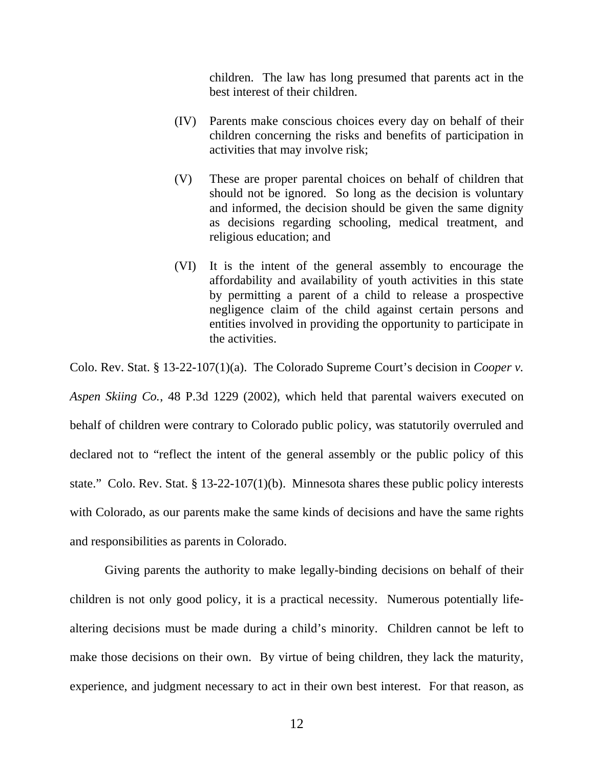> children. The law has long presumed that parents act in the best interest of their children.
>
> (IV) Parents make conscious choices every day on behalf of their children concerning the risks and benefits of participation in activities that may involve risk;
>
> (V) These are proper parental choices on behalf of children that should not be ignored. So long as the decision is voluntary and informed, the decision should be given the same dignity as decisions regarding schooling, medical treatment, and religious education; and
>
> (VI) It is the intent of the general assembly to encourage the affordability and availability of youth activities in this state by permitting a parent of a child to release a prospective negligence claim of the child against certain persons and entities involved in providing the opportunity to participate in the activities.

Colo. Rev. Stat. § 13-22-107(1)(a). The Colorado Supreme Court's decision in *Cooper v. Aspen Skiing Co.*, 48 P.3d 1229 (2002), which held that parental waivers executed on behalf of children were contrary to Colorado public policy, was statutorily overruled and declared not to "reflect the intent of the general assembly or the public policy of this state." Colo. Rev. Stat. § 13-22-107(1)(b). Minnesota shares these public policy interests with Colorado, as our parents make the same kinds of decisions and have the same rights and responsibilities as parents in Colorado.

Giving parents the authority to make legally-binding decisions on behalf of their children is not only good policy, it is a practical necessity. Numerous potentially life-altering decisions must be made during a child's minority. Children cannot be left to make those decisions on their own. By virtue of being children, they lack the maturity, experience, and judgment necessary to act in their own best interest. For that reason, as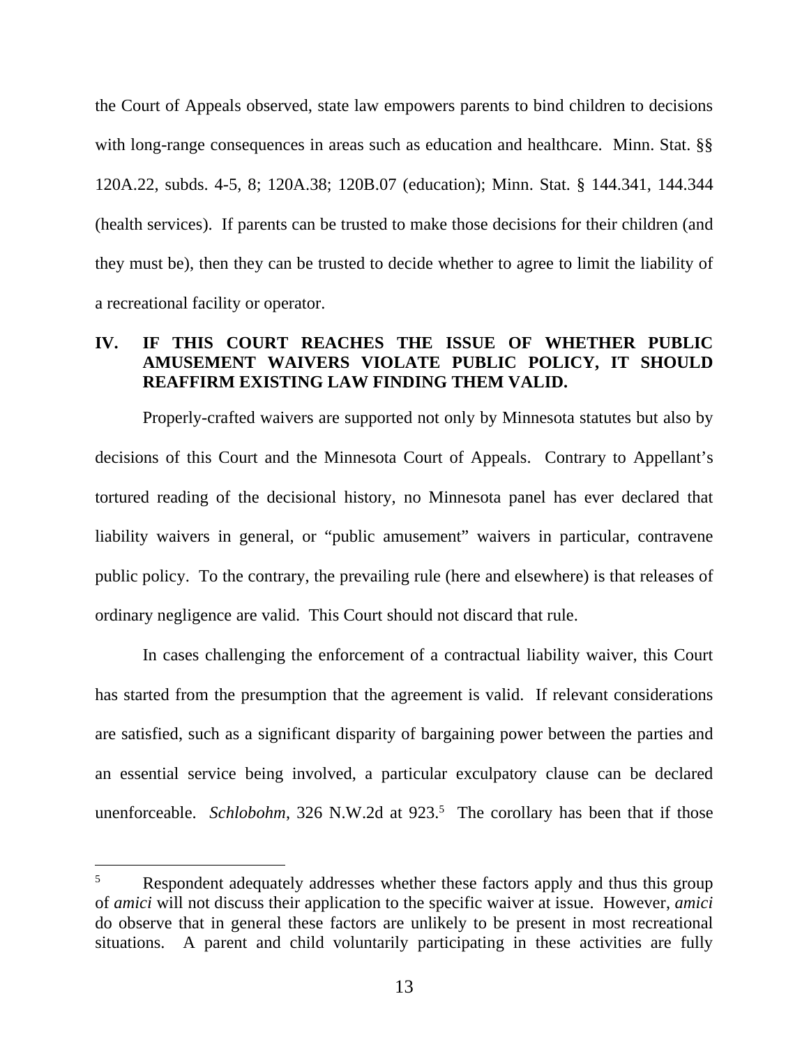the Court of Appeals observed, state law empowers parents to bind children to decisions with long-range consequences in areas such as education and healthcare. Minn. Stat. §§ 120A.22, subds. 4-5, 8; 120A.38; 120B.07 (education); Minn. Stat. § 144.341, 144.344 (health services). If parents can be trusted to make those decisions for their children (and they must be), then they can be trusted to decide whether to agree to limit the liability of a recreational facility or operator.

## IV. IF THIS COURT REACHES THE ISSUE OF WHETHER PUBLIC AMUSEMENT WAIVERS VIOLATE PUBLIC POLICY, IT SHOULD REAFFIRM EXISTING LAW FINDING THEM VALID.

Properly-crafted waivers are supported not only by Minnesota statutes but also by decisions of this Court and the Minnesota Court of Appeals. Contrary to Appellant's tortured reading of the decisional history, no Minnesota panel has ever declared that liability waivers in general, or "public amusement" waivers in particular, contravene public policy. To the contrary, the prevailing rule (here and elsewhere) is that releases of ordinary negligence are valid. This Court should not discard that rule.

In cases challenging the enforcement of a contractual liability waiver, this Court has started from the presumption that the agreement is valid. If relevant considerations are satisfied, such as a significant disparity of bargaining power between the parties and an essential service being involved, a particular exculpatory clause can be declared unenforceable. *Schlobohm*, 326 N.W.2d at 923.[5] The corollary has been that if those

[5] Respondent adequately addresses whether these factors apply and thus this group of *amici* will not discuss their application to the specific waiver at issue. However, *amici* do observe that in general these factors are unlikely to be present in most recreational situations. A parent and child voluntarily participating in these activities are fully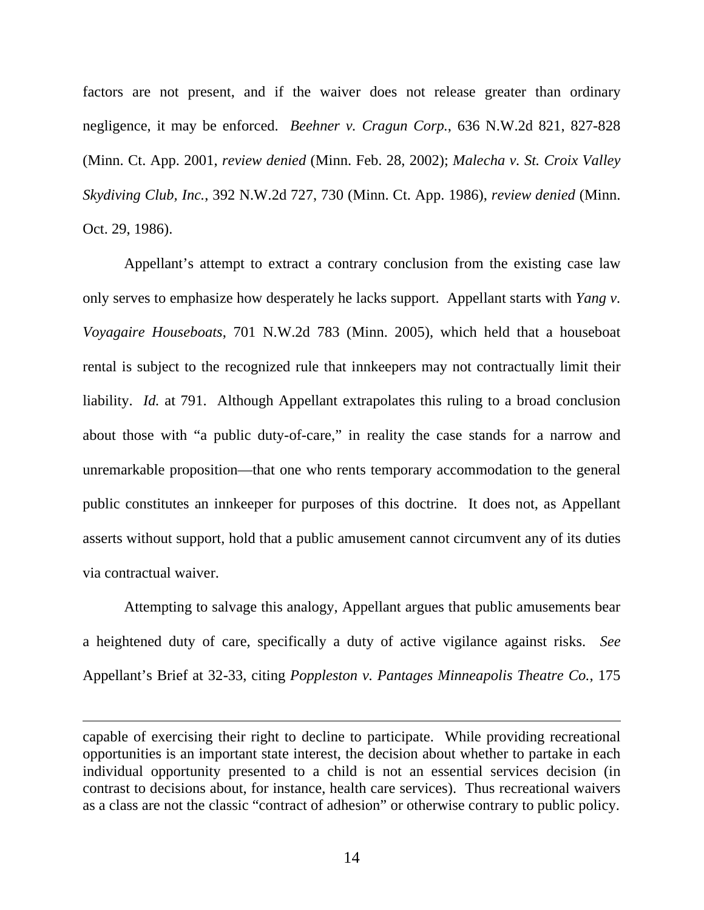factors are not present, and if the waiver does not release greater than ordinary negligence, it may be enforced. *Beehner v. Cragun Corp.*, 636 N.W.2d 821, 827-828 (Minn. Ct. App. 2001, *review denied* (Minn. Feb. 28, 2002); *Malecha v. St. Croix Valley Skydiving Club, Inc.*, 392 N.W.2d 727, 730 (Minn. Ct. App. 1986), *review denied* (Minn. Oct. 29, 1986).

Appellant's attempt to extract a contrary conclusion from the existing case law only serves to emphasize how desperately he lacks support. Appellant starts with *Yang v. Voyagaire Houseboats*, 701 N.W.2d 783 (Minn. 2005), which held that a houseboat rental is subject to the recognized rule that innkeepers may not contractually limit their liability. *Id.* at 791. Although Appellant extrapolates this ruling to a broad conclusion about those with "a public duty-of-care," in reality the case stands for a narrow and unremarkable proposition—that one who rents temporary accommodation to the general public constitutes an innkeeper for purposes of this doctrine. It does not, as Appellant asserts without support, hold that a public amusement cannot circumvent any of its duties via contractual waiver.

Attempting to salvage this analogy, Appellant argues that public amusements bear a heightened duty of care, specifically a duty of active vigilance against risks. *See* Appellant's Brief at 32-33, citing *Poppleston v. Pantages Minneapolis Theatre Co.*, 175

---

capable of exercising their right to decline to participate. While providing recreational opportunities is an important state interest, the decision about whether to partake in each individual opportunity presented to a child is not an essential services decision (in contrast to decisions about, for instance, health care services). Thus recreational waivers as a class are not the classic "contract of adhesion" or otherwise contrary to public policy.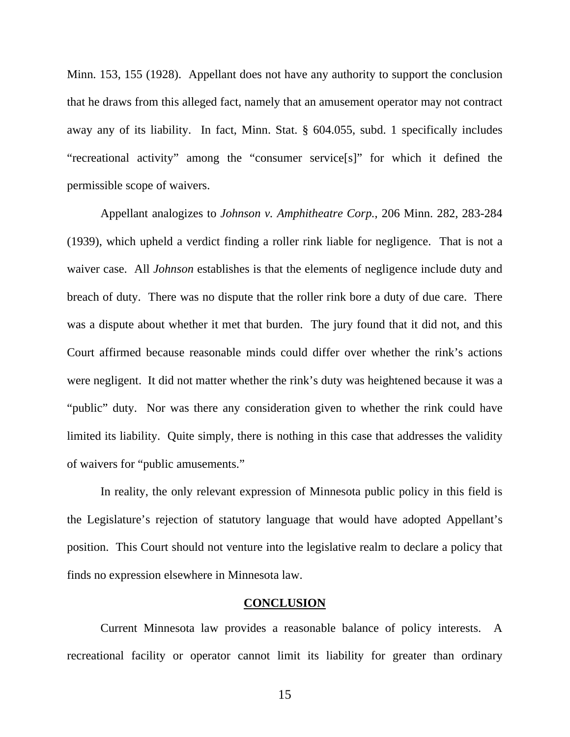Minn. 153, 155 (1928). Appellant does not have any authority to support the conclusion that he draws from this alleged fact, namely that an amusement operator may not contract away any of its liability. In fact, Minn. Stat. § 604.055, subd. 1 specifically includes "recreational activity" among the "consumer service[s]" for which it defined the permissible scope of waivers.

Appellant analogizes to *Johnson v. Amphitheatre Corp.*, 206 Minn. 282, 283-284 (1939), which upheld a verdict finding a roller rink liable for negligence. That is not a waiver case. All *Johnson* establishes is that the elements of negligence include duty and breach of duty. There was no dispute that the roller rink bore a duty of due care. There was a dispute about whether it met that burden. The jury found that it did not, and this Court affirmed because reasonable minds could differ over whether the rink's actions were negligent. It did not matter whether the rink's duty was heightened because it was a "public" duty. Nor was there any consideration given to whether the rink could have limited its liability. Quite simply, there is nothing in this case that addresses the validity of waivers for "public amusements."

In reality, the only relevant expression of Minnesota public policy in this field is the Legislature's rejection of statutory language that would have adopted Appellant's position. This Court should not venture into the legislative realm to declare a policy that finds no expression elsewhere in Minnesota law.

## CONCLUSION

Current Minnesota law provides a reasonable balance of policy interests. A recreational facility or operator cannot limit its liability for greater than ordinary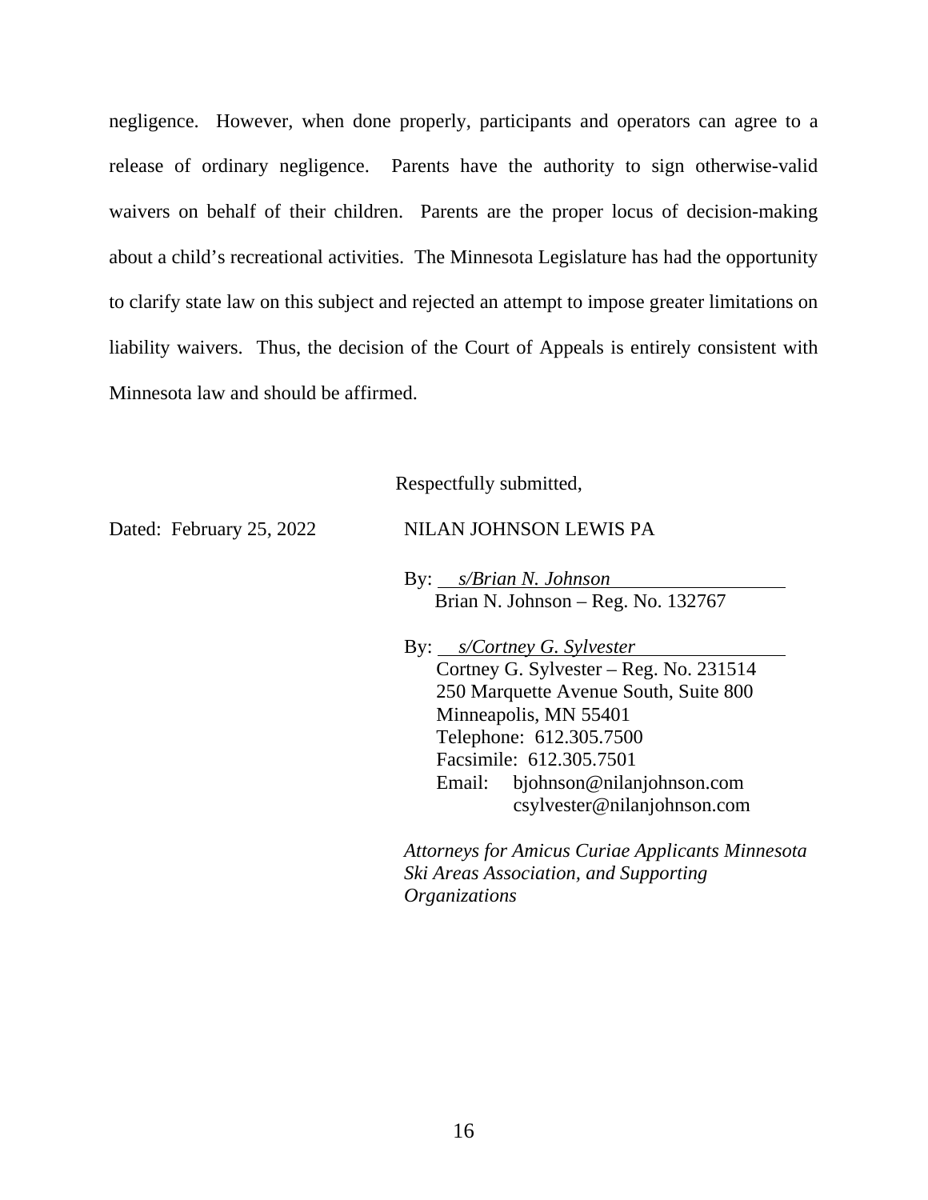negligence. However, when done properly, participants and operators can agree to a release of ordinary negligence. Parents have the authority to sign otherwise-valid waivers on behalf of their children. Parents are the proper locus of decision-making about a child's recreational activities. The Minnesota Legislature has had the opportunity to clarify state law on this subject and rejected an attempt to impose greater limitations on liability waivers. Thus, the decision of the Court of Appeals is entirely consistent with Minnesota law and should be affirmed.

Respectfully submitted,

Dated: February 25, 2022

NILAN JOHNSON LEWIS PA

By: *s/Brian N. Johnson*
Brian N. Johnson – Reg. No. 132767

By: *s/Cortney G. Sylvester*
Cortney G. Sylvester – Reg. No. 231514
250 Marquette Avenue South, Suite 800
Minneapolis, MN 55401
Telephone: 612.305.7500
Facsimile: 612.305.7501
Email: bjohnson@nilanjohnson.com
csylvester@nilanjohnson.com

*Attorneys for Amicus Curiae Applicants Minnesota Ski Areas Association, and Supporting Organizations*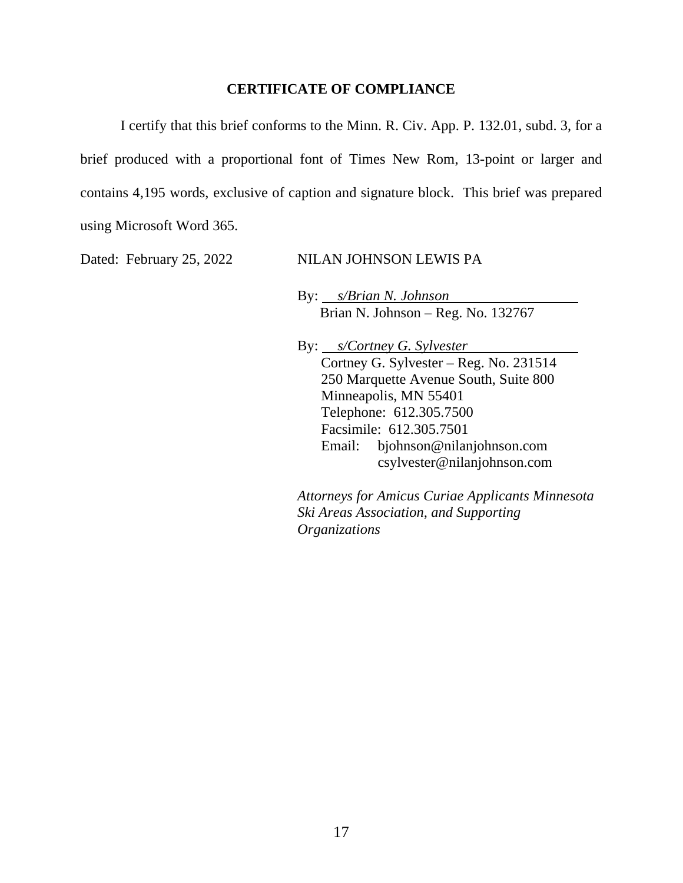## CERTIFICATE OF COMPLIANCE

I certify that this brief conforms to the Minn. R. Civ. App. P. 132.01, subd. 3, for a brief produced with a proportional font of Times New Rom, 13-point or larger and contains 4,195 words, exclusive of caption and signature block. This brief was prepared using Microsoft Word 365.

Dated: February 25, 2022

NILAN JOHNSON LEWIS PA

By: *s/Brian N. Johnson*
Brian N. Johnson – Reg. No. 132767

By: *s/Cortney G. Sylvester*
Cortney G. Sylvester – Reg. No. 231514
250 Marquette Avenue South, Suite 800
Minneapolis, MN 55401
Telephone: 612.305.7500
Facsimile: 612.305.7501
Email: bjohnson@nilanjohnson.com
csylvester@nilanjohnson.com

*Attorneys for Amicus Curiae Applicants Minnesota Ski Areas Association, and Supporting Organizations*